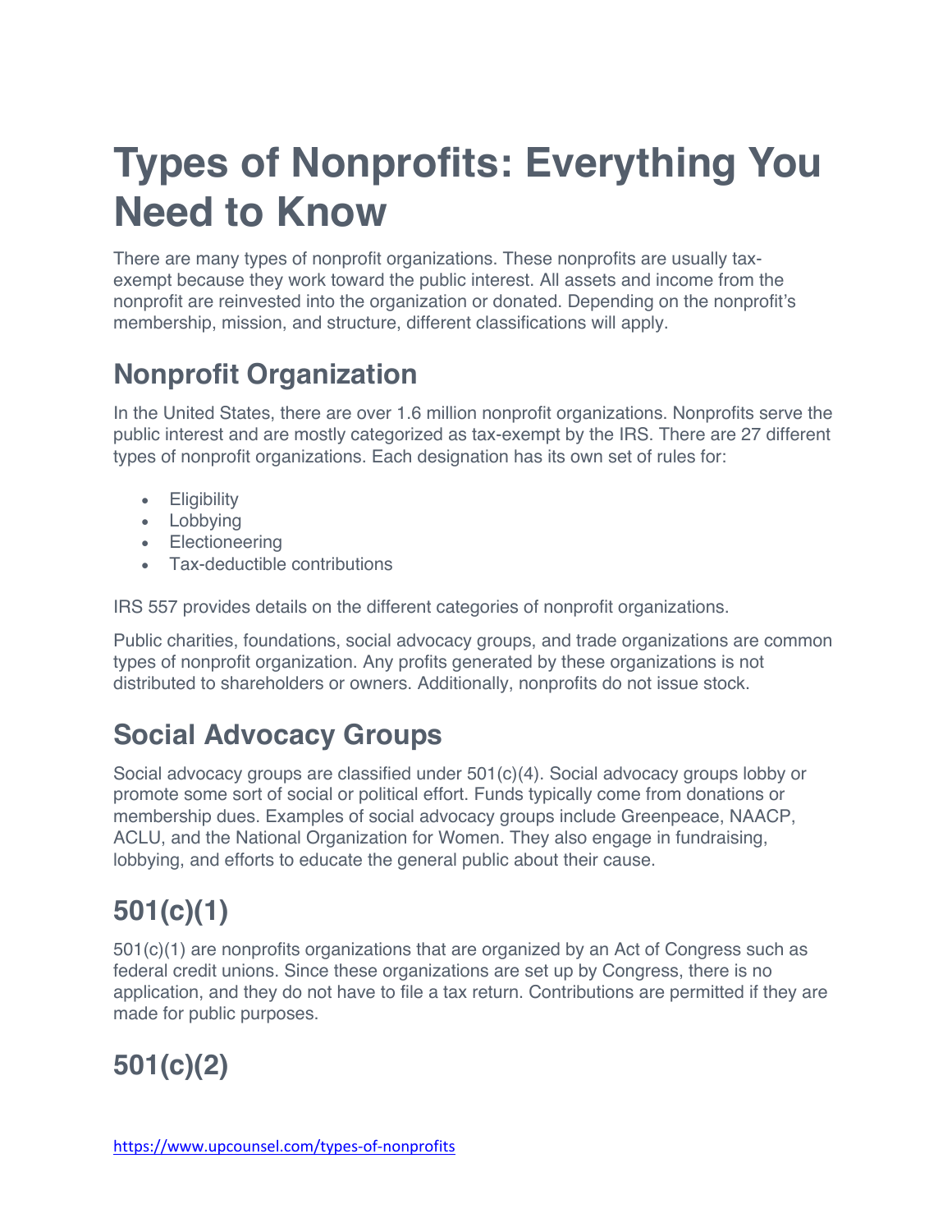# Types of Nonprofits: Everything You Need to Know

There are many types of nonprofit organizations. These nonprofits are usually tax-exempt because they work toward the public interest. All assets and income from the nonprofit are reinvested into the organization or donated. Depending on the nonprofit's membership, mission, and structure, different classifications will apply.

## Nonprofit Organization

In the United States, there are over 1.6 million nonprofit organizations. Nonprofits serve the public interest and are mostly categorized as tax-exempt by the IRS. There are 27 different types of nonprofit organizations. Each designation has its own set of rules for:

- Eligibility
- Lobbying
- Electioneering
- Tax-deductible contributions

IRS 557 provides details on the different categories of nonprofit organizations.

Public charities, foundations, social advocacy groups, and trade organizations are common types of nonprofit organization. Any profits generated by these organizations is not distributed to shareholders or owners. Additionally, nonprofits do not issue stock.

## Social Advocacy Groups

Social advocacy groups are classified under 501(c)(4). Social advocacy groups lobby or promote some sort of social or political effort. Funds typically come from donations or membership dues. Examples of social advocacy groups include Greenpeace, NAACP, ACLU, and the National Organization for Women. They also engage in fundraising, lobbying, and efforts to educate the general public about their cause.

## 501(c)(1)

501(c)(1) are nonprofits organizations that are organized by an Act of Congress such as federal credit unions. Since these organizations are set up by Congress, there is no application, and they do not have to file a tax return. Contributions are permitted if they are made for public purposes.

## 501(c)(2)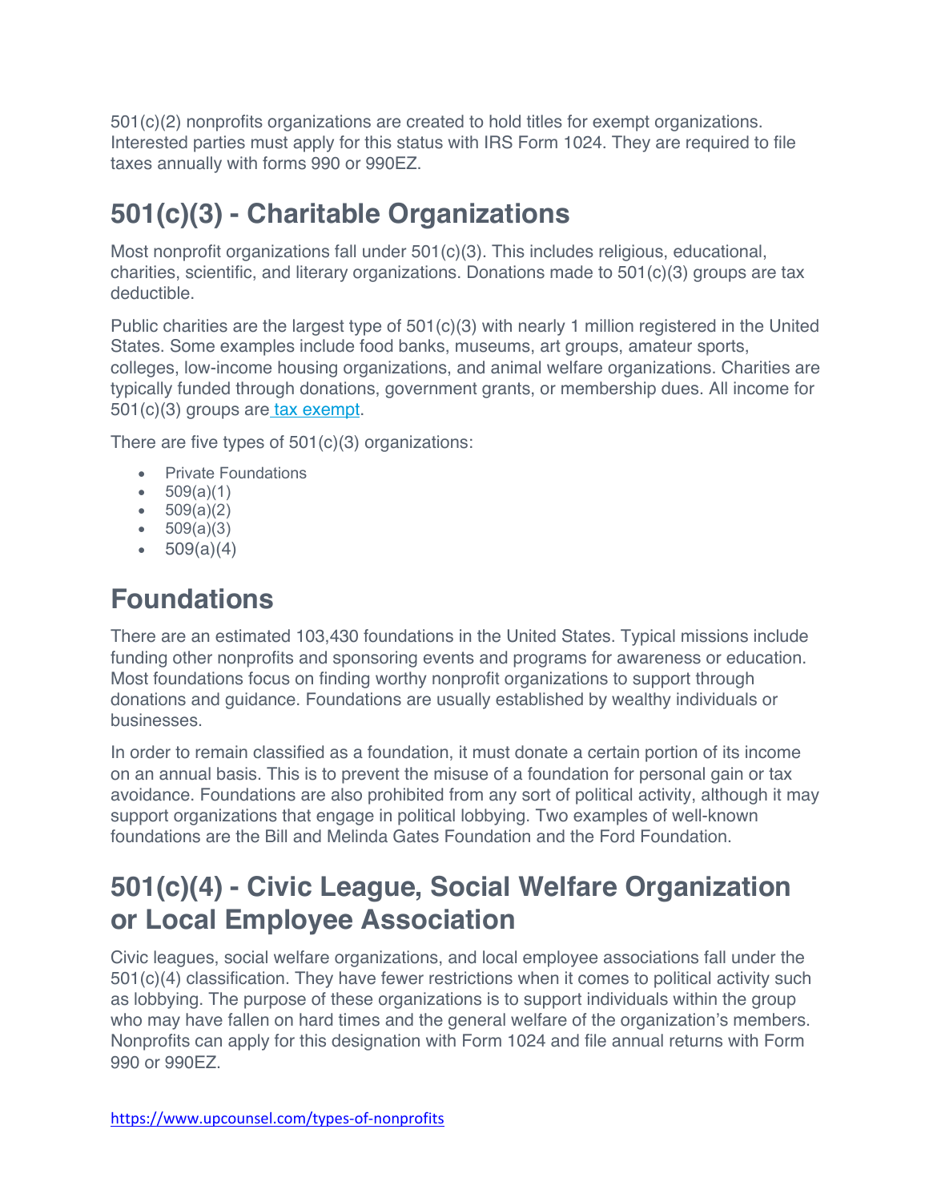501(c)(2) nonprofits organizations are created to hold titles for exempt organizations. Interested parties must apply for this status with IRS Form 1024. They are required to file taxes annually with forms 990 or 990EZ.

## 501(c)(3) - Charitable Organizations

Most nonprofit organizations fall under 501(c)(3). This includes religious, educational, charities, scientific, and literary organizations. Donations made to 501(c)(3) groups are tax deductible.

Public charities are the largest type of 501(c)(3) with nearly 1 million registered in the United States. Some examples include food banks, museums, art groups, amateur sports, colleges, low-income housing organizations, and animal welfare organizations. Charities are typically funded through donations, government grants, or membership dues. All income for 501(c)(3) groups are tax exempt.

There are five types of 501(c)(3) organizations:

- Private Foundations
- 509(a)(1)
- 509(a)(2)
- 509(a)(3)
- 509(a)(4)

## Foundations

There are an estimated 103,430 foundations in the United States. Typical missions include funding other nonprofits and sponsoring events and programs for awareness or education. Most foundations focus on finding worthy nonprofit organizations to support through donations and guidance. Foundations are usually established by wealthy individuals or businesses.

In order to remain classified as a foundation, it must donate a certain portion of its income on an annual basis. This is to prevent the misuse of a foundation for personal gain or tax avoidance. Foundations are also prohibited from any sort of political activity, although it may support organizations that engage in political lobbying. Two examples of well-known foundations are the Bill and Melinda Gates Foundation and the Ford Foundation.

## 501(c)(4) - Civic League, Social Welfare Organization or Local Employee Association

Civic leagues, social welfare organizations, and local employee associations fall under the 501(c)(4) classification. They have fewer restrictions when it comes to political activity such as lobbying. The purpose of these organizations is to support individuals within the group who may have fallen on hard times and the general welfare of the organization's members. Nonprofits can apply for this designation with Form 1024 and file annual returns with Form 990 or 990EZ.

https://www.upcounsel.com/types-of-nonprofits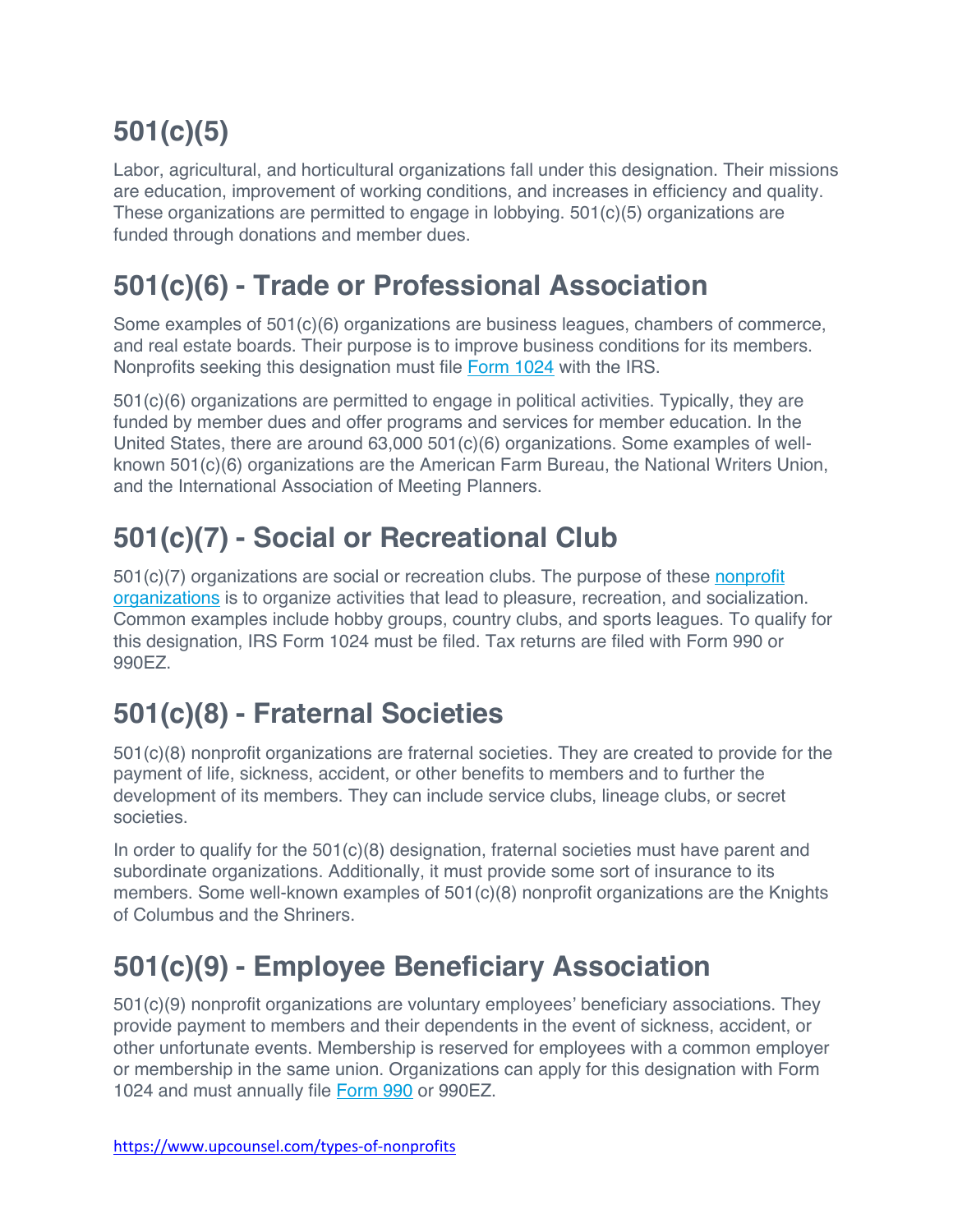## 501(c)(5)

Labor, agricultural, and horticultural organizations fall under this designation. Their missions are education, improvement of working conditions, and increases in efficiency and quality. These organizations are permitted to engage in lobbying. 501(c)(5) organizations are funded through donations and member dues.

## 501(c)(6) - Trade or Professional Association

Some examples of 501(c)(6) organizations are business leagues, chambers of commerce, and real estate boards. Their purpose is to improve business conditions for its members. Nonprofits seeking this designation must file [Form 1024](#) with the IRS.

501(c)(6) organizations are permitted to engage in political activities. Typically, they are funded by member dues and offer programs and services for member education. In the United States, there are around 63,000 501(c)(6) organizations. Some examples of well-known 501(c)(6) organizations are the American Farm Bureau, the National Writers Union, and the International Association of Meeting Planners.

## 501(c)(7) - Social or Recreational Club

501(c)(7) organizations are social or recreation clubs. The purpose of these [nonprofit organizations](#) is to organize activities that lead to pleasure, recreation, and socialization. Common examples include hobby groups, country clubs, and sports leagues. To qualify for this designation, IRS Form 1024 must be filed. Tax returns are filed with Form 990 or 990EZ.

## 501(c)(8) - Fraternal Societies

501(c)(8) nonprofit organizations are fraternal societies. They are created to provide for the payment of life, sickness, accident, or other benefits to members and to further the development of its members. They can include service clubs, lineage clubs, or secret societies.

In order to qualify for the 501(c)(8) designation, fraternal societies must have parent and subordinate organizations. Additionally, it must provide some sort of insurance to its members. Some well-known examples of 501(c)(8) nonprofit organizations are the Knights of Columbus and the Shriners.

## 501(c)(9) - Employee Beneficiary Association

501(c)(9) nonprofit organizations are voluntary employees' beneficiary associations. They provide payment to members and their dependents in the event of sickness, accident, or other unfortunate events. Membership is reserved for employees with a common employer or membership in the same union. Organizations can apply for this designation with Form 1024 and must annually file [Form 990](#) or 990EZ.

https://www.upcounsel.com/types-of-nonprofits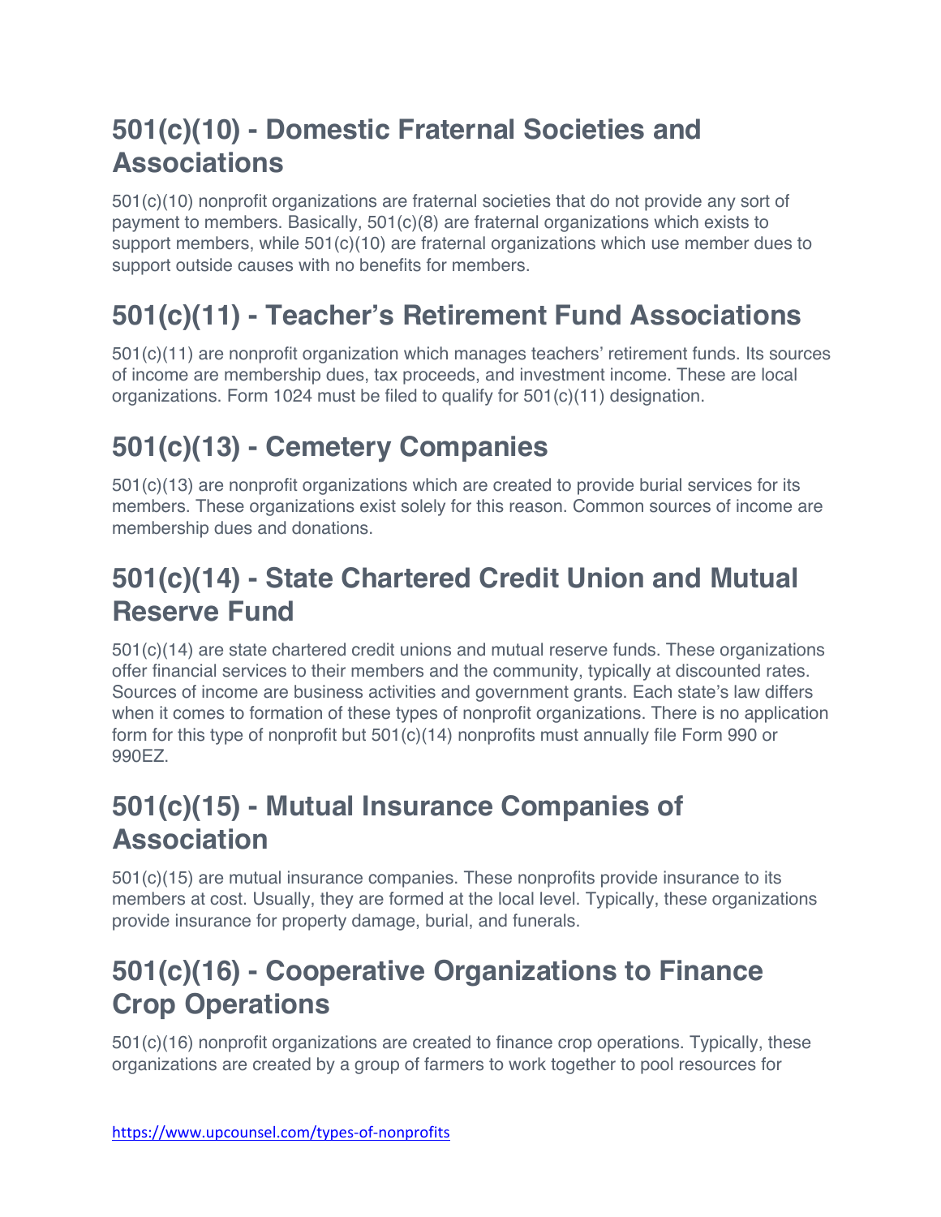## 501(c)(10) - Domestic Fraternal Societies and Associations

501(c)(10) nonprofit organizations are fraternal societies that do not provide any sort of payment to members. Basically, 501(c)(8) are fraternal organizations which exists to support members, while 501(c)(10) are fraternal organizations which use member dues to support outside causes with no benefits for members.

## 501(c)(11) - Teacher's Retirement Fund Associations

501(c)(11) are nonprofit organization which manages teachers' retirement funds. Its sources of income are membership dues, tax proceeds, and investment income. These are local organizations. Form 1024 must be filed to qualify for 501(c)(11) designation.

## 501(c)(13) - Cemetery Companies

501(c)(13) are nonprofit organizations which are created to provide burial services for its members. These organizations exist solely for this reason. Common sources of income are membership dues and donations.

## 501(c)(14) - State Chartered Credit Union and Mutual Reserve Fund

501(c)(14) are state chartered credit unions and mutual reserve funds. These organizations offer financial services to their members and the community, typically at discounted rates. Sources of income are business activities and government grants. Each state's law differs when it comes to formation of these types of nonprofit organizations. There is no application form for this type of nonprofit but 501(c)(14) nonprofits must annually file Form 990 or 990EZ.

## 501(c)(15) - Mutual Insurance Companies of Association

501(c)(15) are mutual insurance companies. These nonprofits provide insurance to its members at cost. Usually, they are formed at the local level. Typically, these organizations provide insurance for property damage, burial, and funerals.

## 501(c)(16) - Cooperative Organizations to Finance Crop Operations

501(c)(16) nonprofit organizations are created to finance crop operations. Typically, these organizations are created by a group of farmers to work together to pool resources for

https://www.upcounsel.com/types-of-nonprofits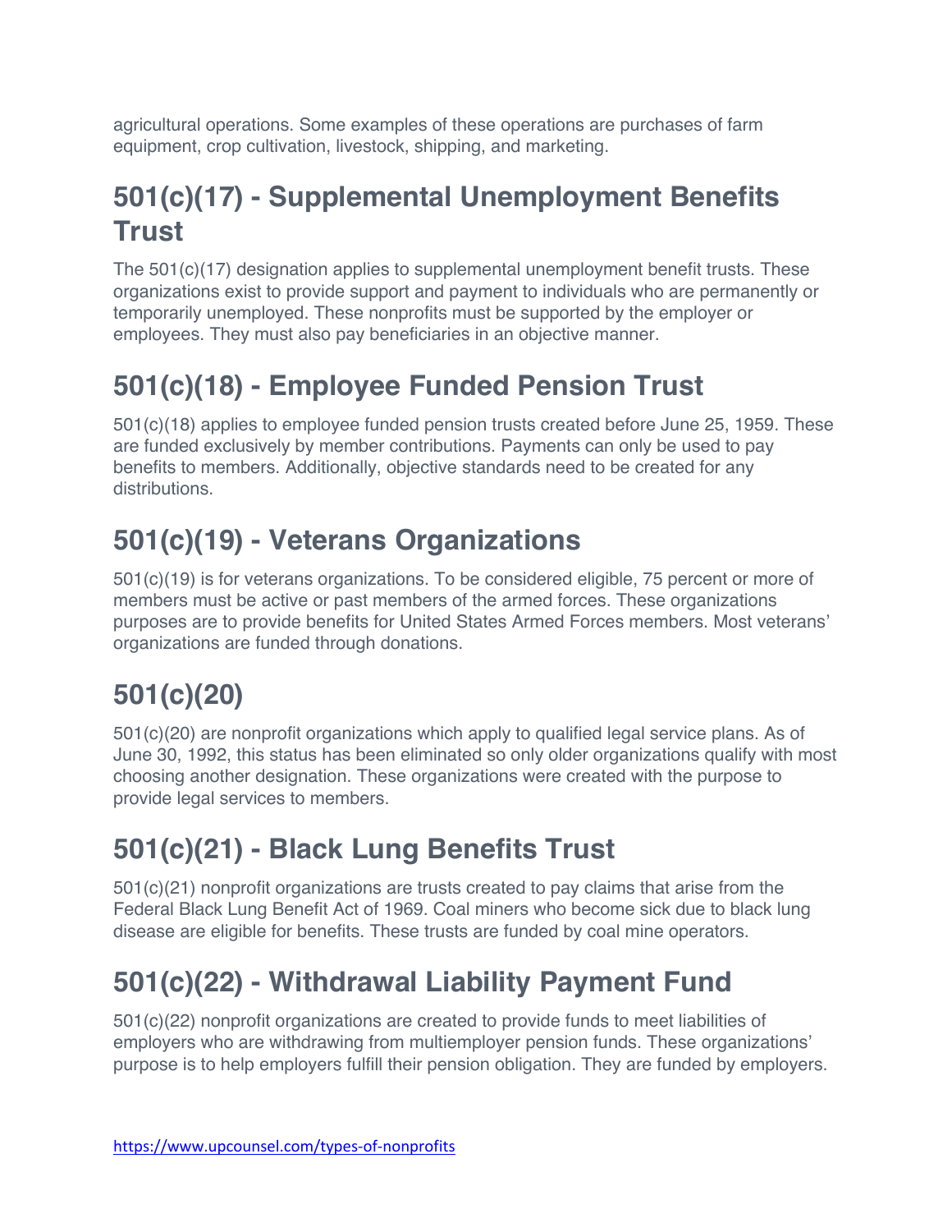agricultural operations. Some examples of these operations are purchases of farm equipment, crop cultivation, livestock, shipping, and marketing.

## 501(c)(17) - Supplemental Unemployment Benefits Trust

The 501(c)(17) designation applies to supplemental unemployment benefit trusts. These organizations exist to provide support and payment to individuals who are permanently or temporarily unemployed. These nonprofits must be supported by the employer or employees. They must also pay beneficiaries in an objective manner.

## 501(c)(18) - Employee Funded Pension Trust

501(c)(18) applies to employee funded pension trusts created before June 25, 1959. These are funded exclusively by member contributions. Payments can only be used to pay benefits to members. Additionally, objective standards need to be created for any distributions.

## 501(c)(19) - Veterans Organizations

501(c)(19) is for veterans organizations. To be considered eligible, 75 percent or more of members must be active or past members of the armed forces. These organizations purposes are to provide benefits for United States Armed Forces members. Most veterans' organizations are funded through donations.

## 501(c)(20)

501(c)(20) are nonprofit organizations which apply to qualified legal service plans. As of June 30, 1992, this status has been eliminated so only older organizations qualify with most choosing another designation. These organizations were created with the purpose to provide legal services to members.

## 501(c)(21) - Black Lung Benefits Trust

501(c)(21) nonprofit organizations are trusts created to pay claims that arise from the Federal Black Lung Benefit Act of 1969. Coal miners who become sick due to black lung disease are eligible for benefits. These trusts are funded by coal mine operators.

## 501(c)(22) - Withdrawal Liability Payment Fund

501(c)(22) nonprofit organizations are created to provide funds to meet liabilities of employers who are withdrawing from multiemployer pension funds. These organizations' purpose is to help employers fulfill their pension obligation. They are funded by employers.

https://www.upcounsel.com/types-of-nonprofits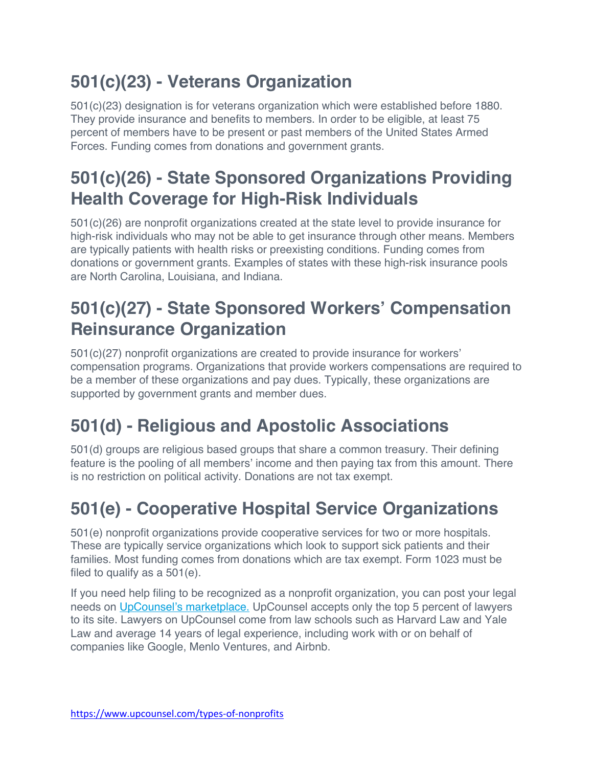## 501(c)(23) - Veterans Organization

501(c)(23) designation is for veterans organization which were established before 1880. They provide insurance and benefits to members. In order to be eligible, at least 75 percent of members have to be present or past members of the United States Armed Forces. Funding comes from donations and government grants.

## 501(c)(26) - State Sponsored Organizations Providing Health Coverage for High-Risk Individuals

501(c)(26) are nonprofit organizations created at the state level to provide insurance for high-risk individuals who may not be able to get insurance through other means. Members are typically patients with health risks or preexisting conditions. Funding comes from donations or government grants. Examples of states with these high-risk insurance pools are North Carolina, Louisiana, and Indiana.

## 501(c)(27) - State Sponsored Workers' Compensation Reinsurance Organization

501(c)(27) nonprofit organizations are created to provide insurance for workers' compensation programs. Organizations that provide workers compensations are required to be a member of these organizations and pay dues. Typically, these organizations are supported by government grants and member dues.

## 501(d) - Religious and Apostolic Associations

501(d) groups are religious based groups that share a common treasury. Their defining feature is the pooling of all members' income and then paying tax from this amount. There is no restriction on political activity. Donations are not tax exempt.

## 501(e) - Cooperative Hospital Service Organizations

501(e) nonprofit organizations provide cooperative services for two or more hospitals. These are typically service organizations which look to support sick patients and their families. Most funding comes from donations which are tax exempt. Form 1023 must be filed to qualify as a 501(e).

If you need help filing to be recognized as a nonprofit organization, you can post your legal needs on [UpCounsel's marketplace.](https://www.upcounsel.com) UpCounsel accepts only the top 5 percent of lawyers to its site. Lawyers on UpCounsel come from law schools such as Harvard Law and Yale Law and average 14 years of legal experience, including work with or on behalf of companies like Google, Menlo Ventures, and Airbnb.

https://www.upcounsel.com/types-of-nonprofits